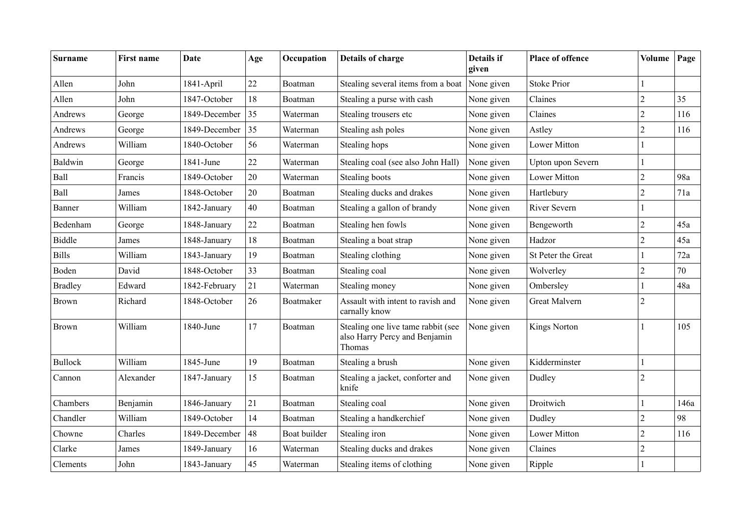| Surname | First name | Date | Age | Occupation | Details of charge | Details if given | Place of offence | Volume | Page |
|---|---|---|---|---|---|---|---|---|---|
| Allen | John | 1841-April | 22 | Boatman | Stealing several items from a boat | None given | Stoke Prior | 1 | |
| Allen | John | 1847-October | 18 | Boatman | Stealing a purse with cash | None given | Claines | 2 | 35 |
| Andrews | George | 1849-December | 35 | Waterman | Stealing trousers etc | None given | Claines | 2 | 116 |
| Andrews | George | 1849-December | 35 | Waterman | Stealing ash poles | None given | Astley | 2 | 116 |
| Andrews | William | 1840-October | 56 | Waterman | Stealing hops | None given | Lower Mitton | 1 | |
| Baldwin | George | 1841-June | 22 | Waterman | Stealing coal (see also John Hall) | None given | Upton upon Severn | 1 | |
| Ball | Francis | 1849-October | 20 | Waterman | Stealing boots | None given | Lower Mitton | 2 | 98a |
| Ball | James | 1848-October | 20 | Boatman | Stealing ducks and drakes | None given | Hartlebury | 2 | 71a |
| Banner | William | 1842-January | 40 | Boatman | Stealing a gallon of brandy | None given | River Severn | 1 | |
| Bedenham | George | 1848-January | 22 | Boatman | Stealing hen fowls | None given | Bengeworth | 2 | 45a |
| Biddle | James | 1848-January | 18 | Boatman | Stealing a boat strap | None given | Hadzor | 2 | 45a |
| Bills | William | 1843-January | 19 | Boatman | Stealing clothing | None given | St Peter the Great | 1 | 72a |
| Boden | David | 1848-October | 33 | Boatman | Stealing coal | None given | Wolverley | 2 | 70 |
| Bradley | Edward | 1842-February | 21 | Waterman | Stealing money | None given | Ombersley | 1 | 48a |
| Brown | Richard | 1848-October | 26 | Boatmaker | Assault with intent to ravish and carnally know | None given | Great Malvern | 2 | |
| Brown | William | 1840-June | 17 | Boatman | Stealing one live tame rabbit (see also Harry Percy and Benjamin Thomas | None given | Kings Norton | 1 | 105 |
| Bullock | William | 1845-June | 19 | Boatman | Stealing a brush | None given | Kidderminster | 1 | |
| Cannon | Alexander | 1847-January | 15 | Boatman | Stealing a jacket, conforter and knife | None given | Dudley | 2 | |
| Chambers | Benjamin | 1846-January | 21 | Boatman | Stealing coal | None given | Droitwich | 1 | 146a |
| Chandler | William | 1849-October | 14 | Boatman | Stealing a handkerchief | None given | Dudley | 2 | 98 |
| Chowne | Charles | 1849-December | 48 | Boat builder | Stealing iron | None given | Lower Mitton | 2 | 116 |
| Clarke | James | 1849-January | 16 | Waterman | Stealing ducks and drakes | None given | Claines | 2 | |
| Clements | John | 1843-January | 45 | Waterman | Stealing items of clothing | None given | Ripple | 1 | |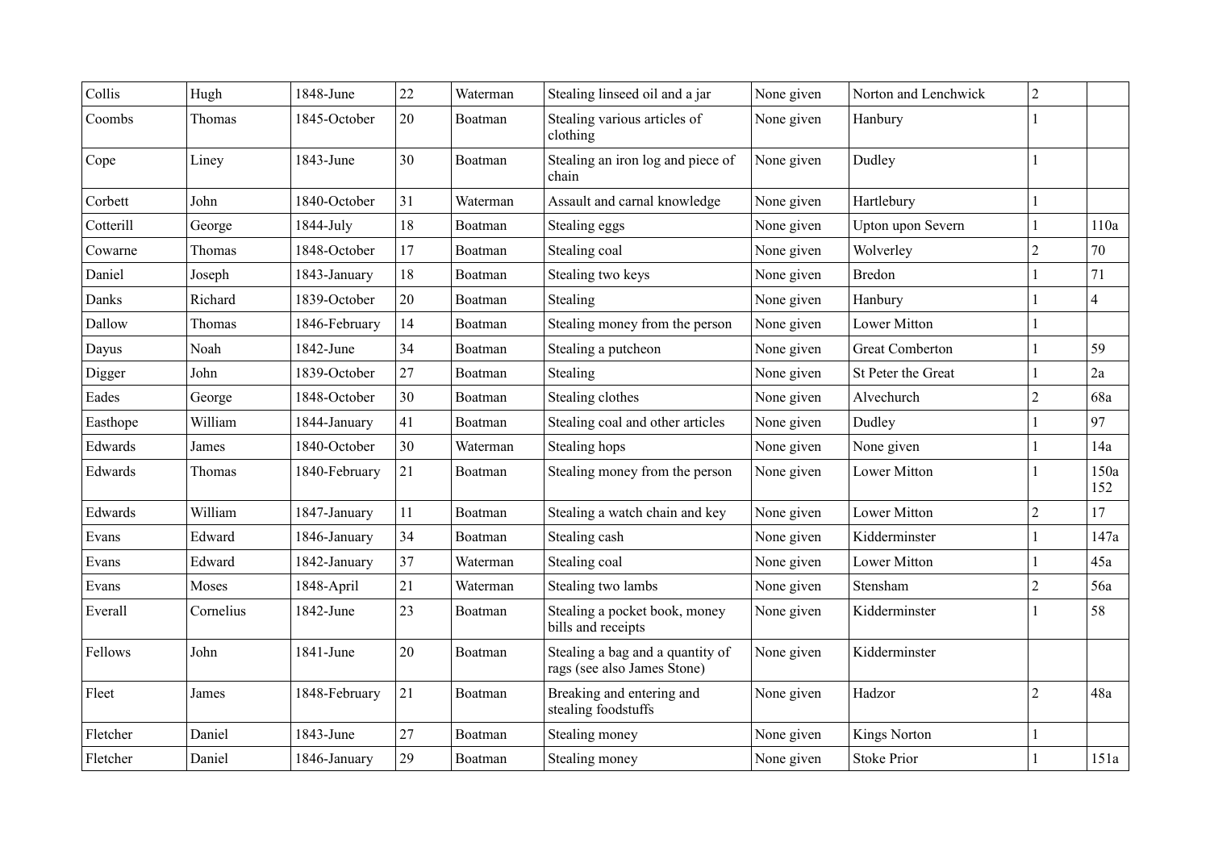| Collis | Hugh | 1848-June | 22 | Waterman | Stealing linseed oil and a jar | None given | Norton and Lenchwick | 2 | |
|---|---|---|---|---|---|---|---|---|---|
| Coombs | Thomas | 1845-October | 20 | Boatman | Stealing various articles of clothing | None given | Hanbury | 1 | |
| Cope | Liney | 1843-June | 30 | Boatman | Stealing an iron log and piece of chain | None given | Dudley | 1 | |
| Corbett | John | 1840-October | 31 | Waterman | Assault and carnal knowledge | None given | Hartlebury | 1 | |
| Cotterill | George | 1844-July | 18 | Boatman | Stealing eggs | None given | Upton upon Severn | 1 | 110a |
| Cowarne | Thomas | 1848-October | 17 | Boatman | Stealing coal | None given | Wolverley | 2 | 70 |
| Daniel | Joseph | 1843-January | 18 | Boatman | Stealing two keys | None given | Bredon | 1 | 71 |
| Danks | Richard | 1839-October | 20 | Boatman | Stealing | None given | Hanbury | 1 | 4 |
| Dallow | Thomas | 1846-February | 14 | Boatman | Stealing money from the person | None given | Lower Mitton | 1 | |
| Dayus | Noah | 1842-June | 34 | Boatman | Stealing a putcheon | None given | Great Comberton | 1 | 59 |
| Digger | John | 1839-October | 27 | Boatman | Stealing | None given | St Peter the Great | 1 | 2a |
| Eades | George | 1848-October | 30 | Boatman | Stealing clothes | None given | Alvechurch | 2 | 68a |
| Easthope | William | 1844-January | 41 | Boatman | Stealing coal and other articles | None given | Dudley | 1 | 97 |
| Edwards | James | 1840-October | 30 | Waterman | Stealing hops | None given | None given | 1 | 14a |
| Edwards | Thomas | 1840-February | 21 | Boatman | Stealing money from the person | None given | Lower Mitton | 1 | 150a 152 |
| Edwards | William | 1847-January | 11 | Boatman | Stealing a watch chain and key | None given | Lower Mitton | 2 | 17 |
| Evans | Edward | 1846-January | 34 | Boatman | Stealing cash | None given | Kidderminster | 1 | 147a |
| Evans | Edward | 1842-January | 37 | Waterman | Stealing coal | None given | Lower Mitton | 1 | 45a |
| Evans | Moses | 1848-April | 21 | Waterman | Stealing two lambs | None given | Stensham | 2 | 56a |
| Everall | Cornelius | 1842-June | 23 | Boatman | Stealing a pocket book, money bills and receipts | None given | Kidderminster | 1 | 58 |
| Fellows | John | 1841-June | 20 | Boatman | Stealing a bag and a quantity of rags (see also James Stone) | None given | Kidderminster | | |
| Fleet | James | 1848-February | 21 | Boatman | Breaking and entering and stealing foodstuffs | None given | Hadzor | 2 | 48a |
| Fletcher | Daniel | 1843-June | 27 | Boatman | Stealing money | None given | Kings Norton | 1 | |
| Fletcher | Daniel | 1846-January | 29 | Boatman | Stealing money | None given | Stoke Prior | 1 | 151a |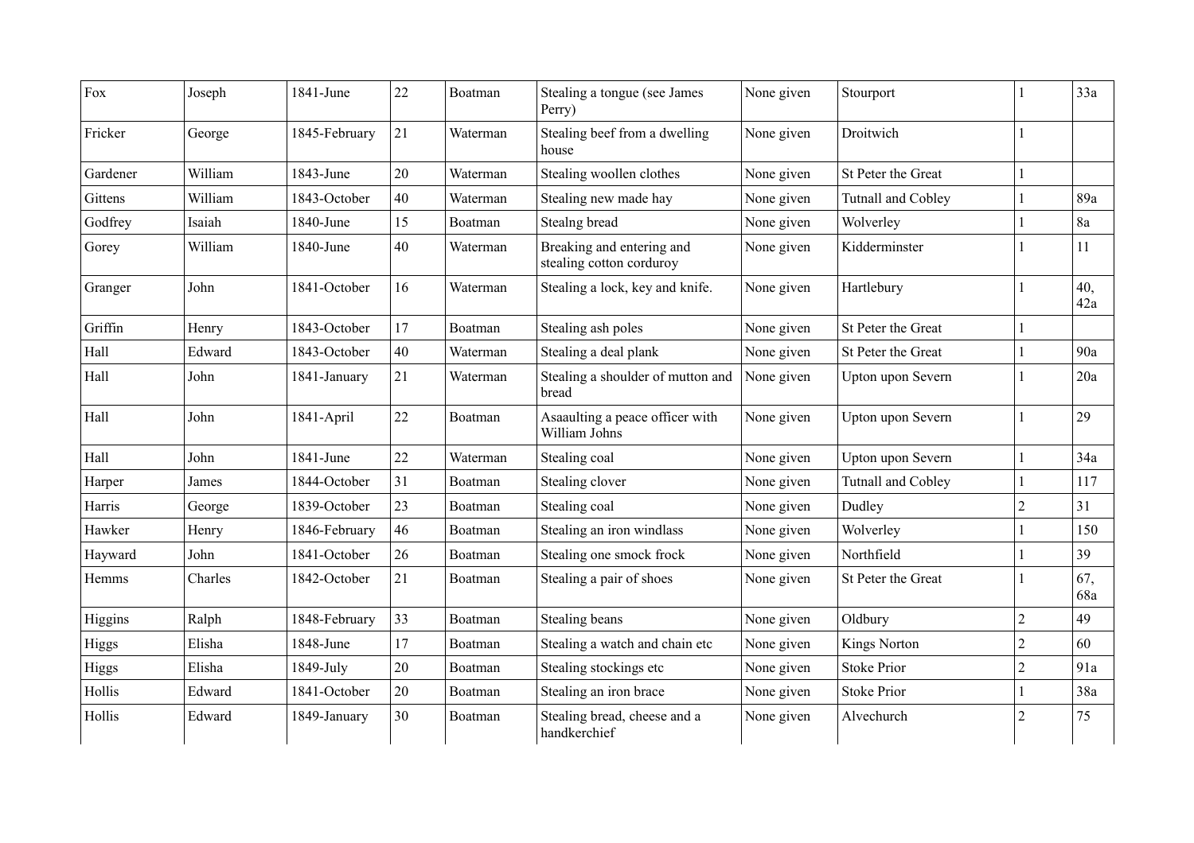| Fox | Joseph | 1841-June | 22 | Boatman | Stealing a tongue (see James Perry) | None given | Stourport | 1 | 33a |
|---|---|---|---|---|---|---|---|---|---|
| Fricker | George | 1845-February | 21 | Waterman | Stealing beef from a dwelling house | None given | Droitwich | 1 | |
| Gardener | William | 1843-June | 20 | Waterman | Stealing woollen clothes | None given | St Peter the Great | 1 | |
| Gittens | William | 1843-October | 40 | Waterman | Stealing new made hay | None given | Tutnall and Cobley | 1 | 89a |
| Godfrey | Isaiah | 1840-June | 15 | Boatman | Stealng bread | None given | Wolverley | 1 | 8a |
| Gorey | William | 1840-June | 40 | Waterman | Breaking and entering and stealing cotton corduroy | None given | Kidderminster | 1 | 11 |
| Granger | John | 1841-October | 16 | Waterman | Stealing a lock, key and knife. | None given | Hartlebury | 1 | 40, 42a |
| Griffin | Henry | 1843-October | 17 | Boatman | Stealing ash poles | None given | St Peter the Great | 1 | |
| Hall | Edward | 1843-October | 40 | Waterman | Stealing a deal plank | None given | St Peter the Great | 1 | 90a |
| Hall | John | 1841-January | 21 | Waterman | Stealing a shoulder of mutton and bread | None given | Upton upon Severn | 1 | 20a |
| Hall | John | 1841-April | 22 | Boatman | Asaaulting a peace officer with William Johns | None given | Upton upon Severn | 1 | 29 |
| Hall | John | 1841-June | 22 | Waterman | Stealing coal | None given | Upton upon Severn | 1 | 34a |
| Harper | James | 1844-October | 31 | Boatman | Stealing clover | None given | Tutnall and Cobley | 1 | 117 |
| Harris | George | 1839-October | 23 | Boatman | Stealing coal | None given | Dudley | 2 | 31 |
| Hawker | Henry | 1846-February | 46 | Boatman | Stealing an iron windlass | None given | Wolverley | 1 | 150 |
| Hayward | John | 1841-October | 26 | Boatman | Stealing one smock frock | None given | Northfield | 1 | 39 |
| Hemms | Charles | 1842-October | 21 | Boatman | Stealing a pair of shoes | None given | St Peter the Great | 1 | 67, 68a |
| Higgins | Ralph | 1848-February | 33 | Boatman | Stealing beans | None given | Oldbury | 2 | 49 |
| Higgs | Elisha | 1848-June | 17 | Boatman | Stealing a watch and chain etc | None given | Kings Norton | 2 | 60 |
| Higgs | Elisha | 1849-July | 20 | Boatman | Stealing stockings etc | None given | Stoke Prior | 2 | 91a |
| Hollis | Edward | 1841-October | 20 | Boatman | Stealing an iron brace | None given | Stoke Prior | 1 | 38a |
| Hollis | Edward | 1849-January | 30 | Boatman | Stealing bread, cheese and a handkerchief | None given | Alvechurch | 2 | 75 |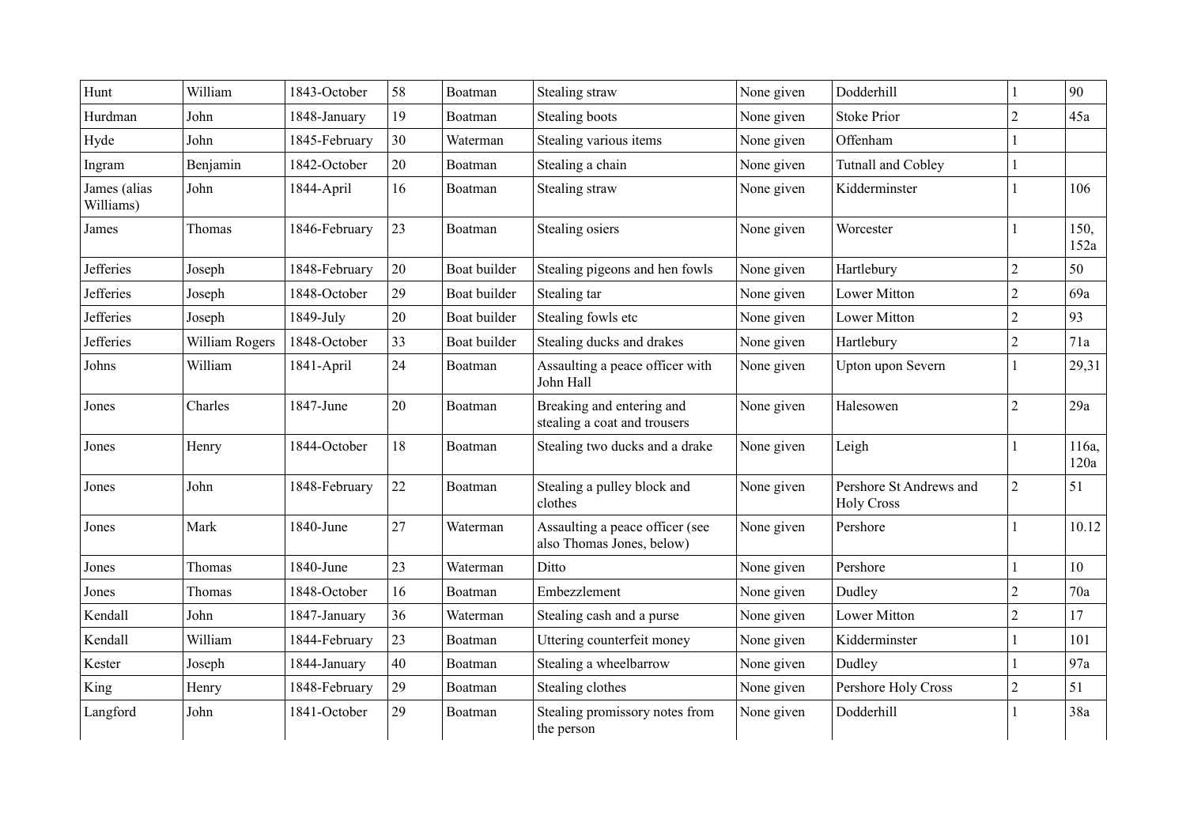| Hunt | William | 1843-October | 58 | Boatman | Stealing straw | None given | Dodderhill | 1 | 90 |
|---|---|---|---|---|---|---|---|---|---|
| Hurdman | John | 1848-January | 19 | Boatman | Stealing boots | None given | Stoke Prior | 2 | 45a |
| Hyde | John | 1845-February | 30 | Waterman | Stealing various items | None given | Offenham | 1 | |
| Ingram | Benjamin | 1842-October | 20 | Boatman | Stealing a chain | None given | Tutnall and Cobley | 1 | |
| James (alias Williams) | John | 1844-April | 16 | Boatman | Stealing straw | None given | Kidderminster | 1 | 106 |
| James | Thomas | 1846-February | 23 | Boatman | Stealing osiers | None given | Worcester | 1 | 150, 152a |
| Jefferies | Joseph | 1848-February | 20 | Boat builder | Stealing pigeons and hen fowls | None given | Hartlebury | 2 | 50 |
| Jefferies | Joseph | 1848-October | 29 | Boat builder | Stealing tar | None given | Lower Mitton | 2 | 69a |
| Jefferies | Joseph | 1849-July | 20 | Boat builder | Stealing fowls etc | None given | Lower Mitton | 2 | 93 |
| Jefferies | William Rogers | 1848-October | 33 | Boat builder | Stealing ducks and drakes | None given | Hartlebury | 2 | 71a |
| Johns | William | 1841-April | 24 | Boatman | Assaulting a peace officer with John Hall | None given | Upton upon Severn | 1 | 29,31 |
| Jones | Charles | 1847-June | 20 | Boatman | Breaking and entering and stealing a coat and trousers | None given | Halesowen | 2 | 29a |
| Jones | Henry | 1844-October | 18 | Boatman | Stealing two ducks and a drake | None given | Leigh | 1 | 116a, 120a |
| Jones | John | 1848-February | 22 | Boatman | Stealing a pulley block and clothes | None given | Pershore St Andrews and Holy Cross | 2 | 51 |
| Jones | Mark | 1840-June | 27 | Waterman | Assaulting a peace officer (see also Thomas Jones, below) | None given | Pershore | 1 | 10.12 |
| Jones | Thomas | 1840-June | 23 | Waterman | Ditto | None given | Pershore | 1 | 10 |
| Jones | Thomas | 1848-October | 16 | Boatman | Embezzlement | None given | Dudley | 2 | 70a |
| Kendall | John | 1847-January | 36 | Waterman | Stealing cash and a purse | None given | Lower Mitton | 2 | 17 |
| Kendall | William | 1844-February | 23 | Boatman | Uttering counterfeit money | None given | Kidderminster | 1 | 101 |
| Kester | Joseph | 1844-January | 40 | Boatman | Stealing a wheelbarrow | None given | Dudley | 1 | 97a |
| King | Henry | 1848-February | 29 | Boatman | Stealing clothes | None given | Pershore Holy Cross | 2 | 51 |
| Langford | John | 1841-October | 29 | Boatman | Stealing promissory notes from the person | None given | Dodderhill | 1 | 38a |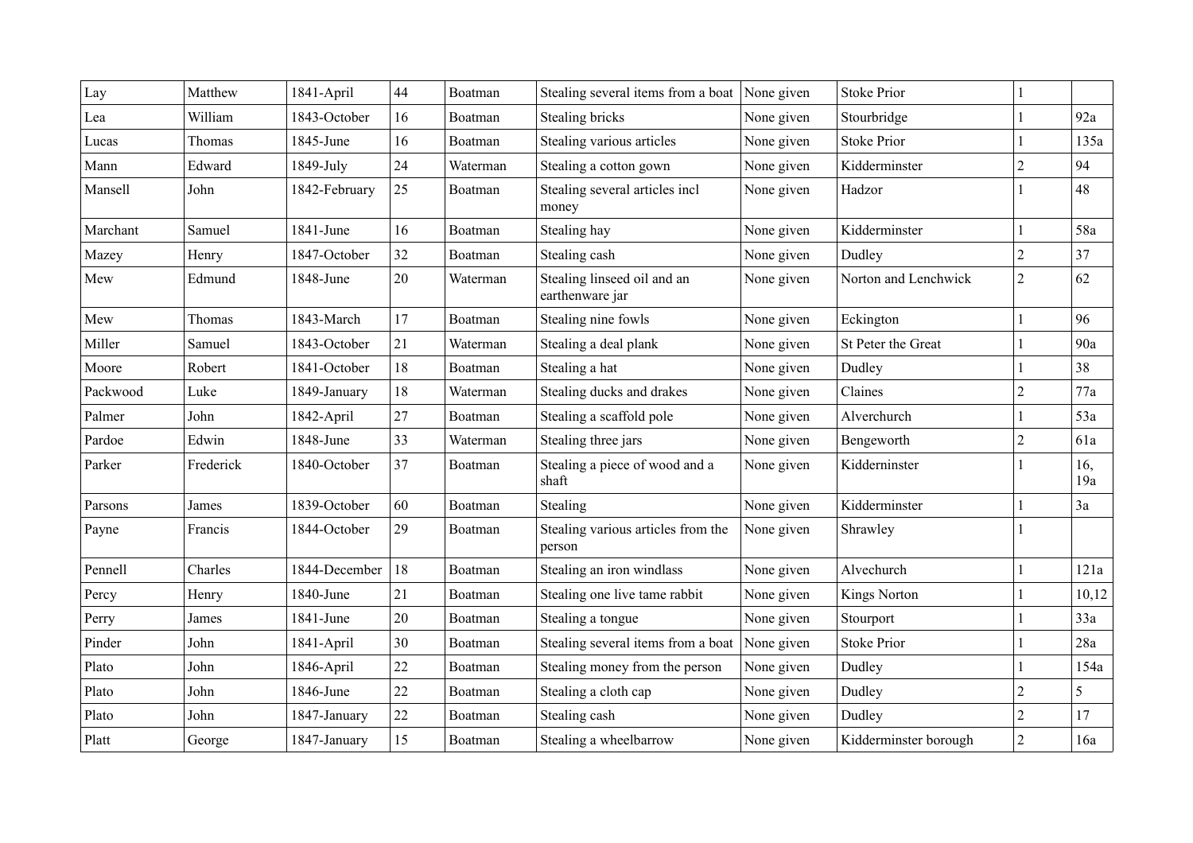| Lay | Matthew | 1841-April | 44 | Boatman | Stealing several items from a boat | None given | Stoke Prior | 1 | |
|---|---|---|---|---|---|---|---|---|---|
| Lea | William | 1843-October | 16 | Boatman | Stealing bricks | None given | Stourbridge | 1 | 92a |
| Lucas | Thomas | 1845-June | 16 | Boatman | Stealing various articles | None given | Stoke Prior | 1 | 135a |
| Mann | Edward | 1849-July | 24 | Waterman | Stealing a cotton gown | None given | Kidderminster | 2 | 94 |
| Mansell | John | 1842-February | 25 | Boatman | Stealing several articles incl money | None given | Hadzor | 1 | 48 |
| Marchant | Samuel | 1841-June | 16 | Boatman | Stealing hay | None given | Kidderminster | 1 | 58a |
| Mazey | Henry | 1847-October | 32 | Boatman | Stealing cash | None given | Dudley | 2 | 37 |
| Mew | Edmund | 1848-June | 20 | Waterman | Stealing linseed oil and an earthenware jar | None given | Norton and Lenchwick | 2 | 62 |
| Mew | Thomas | 1843-March | 17 | Boatman | Stealing nine fowls | None given | Eckington | 1 | 96 |
| Miller | Samuel | 1843-October | 21 | Waterman | Stealing a deal plank | None given | St Peter the Great | 1 | 90a |
| Moore | Robert | 1841-October | 18 | Boatman | Stealing a hat | None given | Dudley | 1 | 38 |
| Packwood | Luke | 1849-January | 18 | Waterman | Stealing ducks and drakes | None given | Claines | 2 | 77a |
| Palmer | John | 1842-April | 27 | Boatman | Stealing a scaffold pole | None given | Alverchurch | 1 | 53a |
| Pardoe | Edwin | 1848-June | 33 | Waterman | Stealing three jars | None given | Bengeworth | 2 | 61a |
| Parker | Frederick | 1840-October | 37 | Boatman | Stealing a piece of wood and a shaft | None given | Kidderninster | 1 | 16, 19a |
| Parsons | James | 1839-October | 60 | Boatman | Stealing | None given | Kidderminster | 1 | 3a |
| Payne | Francis | 1844-October | 29 | Boatman | Stealing various articles from the person | None given | Shrawley | 1 | |
| Pennell | Charles | 1844-December | 18 | Boatman | Stealing an iron windlass | None given | Alvechurch | 1 | 121a |
| Percy | Henry | 1840-June | 21 | Boatman | Stealing one live tame rabbit | None given | Kings Norton | 1 | 10,12 |
| Perry | James | 1841-June | 20 | Boatman | Stealing a tongue | None given | Stourport | 1 | 33a |
| Pinder | John | 1841-April | 30 | Boatman | Stealing several items from a boat | None given | Stoke Prior | 1 | 28a |
| Plato | John | 1846-April | 22 | Boatman | Stealing money from the person | None given | Dudley | 1 | 154a |
| Plato | John | 1846-June | 22 | Boatman | Stealing a cloth cap | None given | Dudley | 2 | 5 |
| Plato | John | 1847-January | 22 | Boatman | Stealing cash | None given | Dudley | 2 | 17 |
| Platt | George | 1847-January | 15 | Boatman | Stealing a wheelbarrow | None given | Kidderminster borough | 2 | 16a |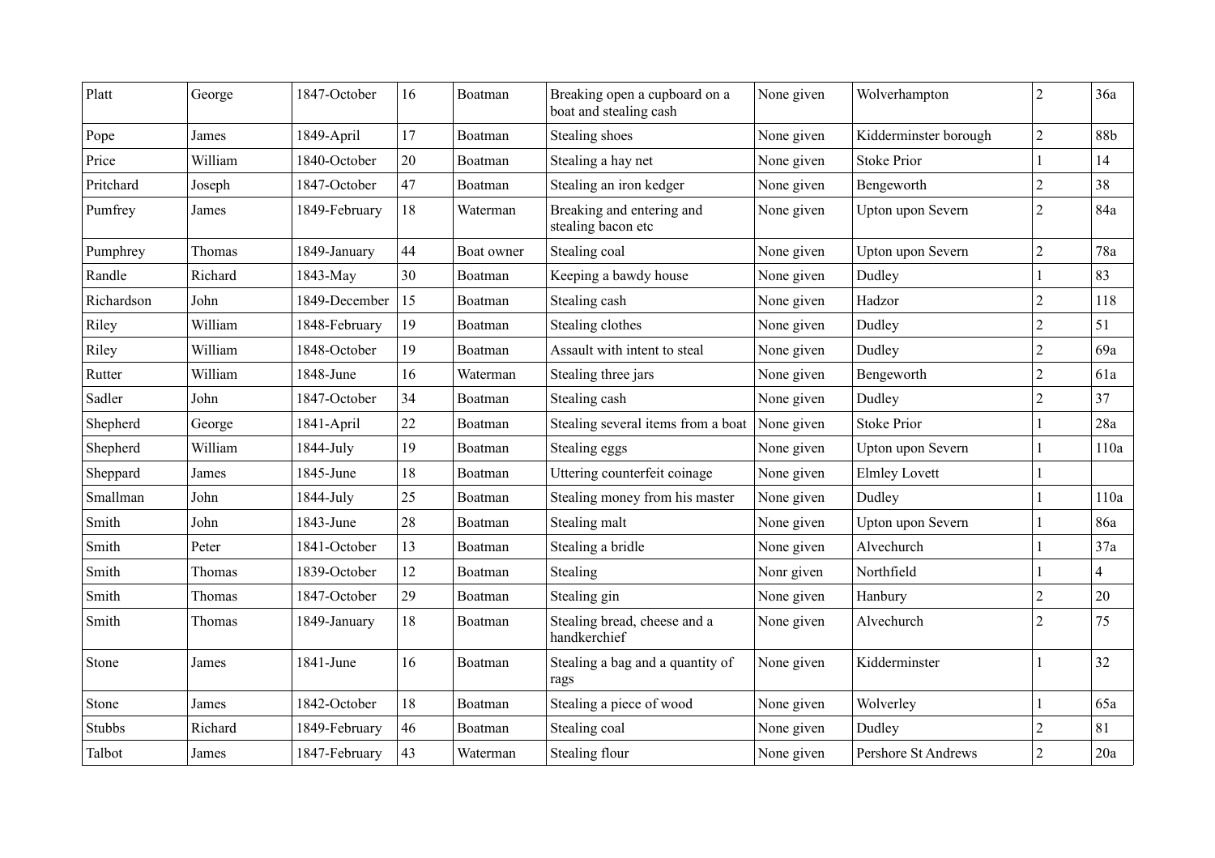| Platt | George | 1847-October | 16 | Boatman | Breaking open a cupboard on a boat and stealing cash | None given | Wolverhampton | 2 | 36a |
|---|---|---|---|---|---|---|---|---|---|
| Pope | James | 1849-April | 17 | Boatman | Stealing shoes | None given | Kidderminster borough | 2 | 88b |
| Price | William | 1840-October | 20 | Boatman | Stealing a hay net | None given | Stoke Prior | 1 | 14 |
| Pritchard | Joseph | 1847-October | 47 | Boatman | Stealing an iron kedger | None given | Bengeworth | 2 | 38 |
| Pumfrey | James | 1849-February | 18 | Waterman | Breaking and entering and stealing bacon etc | None given | Upton upon Severn | 2 | 84a |
| Pumphrey | Thomas | 1849-January | 44 | Boat owner | Stealing coal | None given | Upton upon Severn | 2 | 78a |
| Randle | Richard | 1843-May | 30 | Boatman | Keeping a bawdy house | None given | Dudley | 1 | 83 |
| Richardson | John | 1849-December | 15 | Boatman | Stealing cash | None given | Hadzor | 2 | 118 |
| Riley | William | 1848-February | 19 | Boatman | Stealing clothes | None given | Dudley | 2 | 51 |
| Riley | William | 1848-October | 19 | Boatman | Assault with intent to steal | None given | Dudley | 2 | 69a |
| Rutter | William | 1848-June | 16 | Waterman | Stealing three jars | None given | Bengeworth | 2 | 61a |
| Sadler | John | 1847-October | 34 | Boatman | Stealing cash | None given | Dudley | 2 | 37 |
| Shepherd | George | 1841-April | 22 | Boatman | Stealing several items from a boat | None given | Stoke Prior | 1 | 28a |
| Shepherd | William | 1844-July | 19 | Boatman | Stealing eggs | None given | Upton upon Severn | 1 | 110a |
| Sheppard | James | 1845-June | 18 | Boatman | Uttering counterfeit coinage | None given | Elmley Lovett | 1 | |
| Smallman | John | 1844-July | 25 | Boatman | Stealing money from his master | None given | Dudley | 1 | 110a |
| Smith | John | 1843-June | 28 | Boatman | Stealing malt | None given | Upton upon Severn | 1 | 86a |
| Smith | Peter | 1841-October | 13 | Boatman | Stealing a bridle | None given | Alvechurch | 1 | 37a |
| Smith | Thomas | 1839-October | 12 | Boatman | Stealing | Nonr given | Northfield | 1 | 4 |
| Smith | Thomas | 1847-October | 29 | Boatman | Stealing gin | None given | Hanbury | 2 | 20 |
| Smith | Thomas | 1849-January | 18 | Boatman | Stealing bread, cheese and a handkerchief | None given | Alvechurch | 2 | 75 |
| Stone | James | 1841-June | 16 | Boatman | Stealing a bag and a quantity of rags | None given | Kidderminster | 1 | 32 |
| Stone | James | 1842-October | 18 | Boatman | Stealing a piece of wood | None given | Wolverley | 1 | 65a |
| Stubbs | Richard | 1849-February | 46 | Boatman | Stealing coal | None given | Dudley | 2 | 81 |
| Talbot | James | 1847-February | 43 | Waterman | Stealing flour | None given | Pershore St Andrews | 2 | 20a |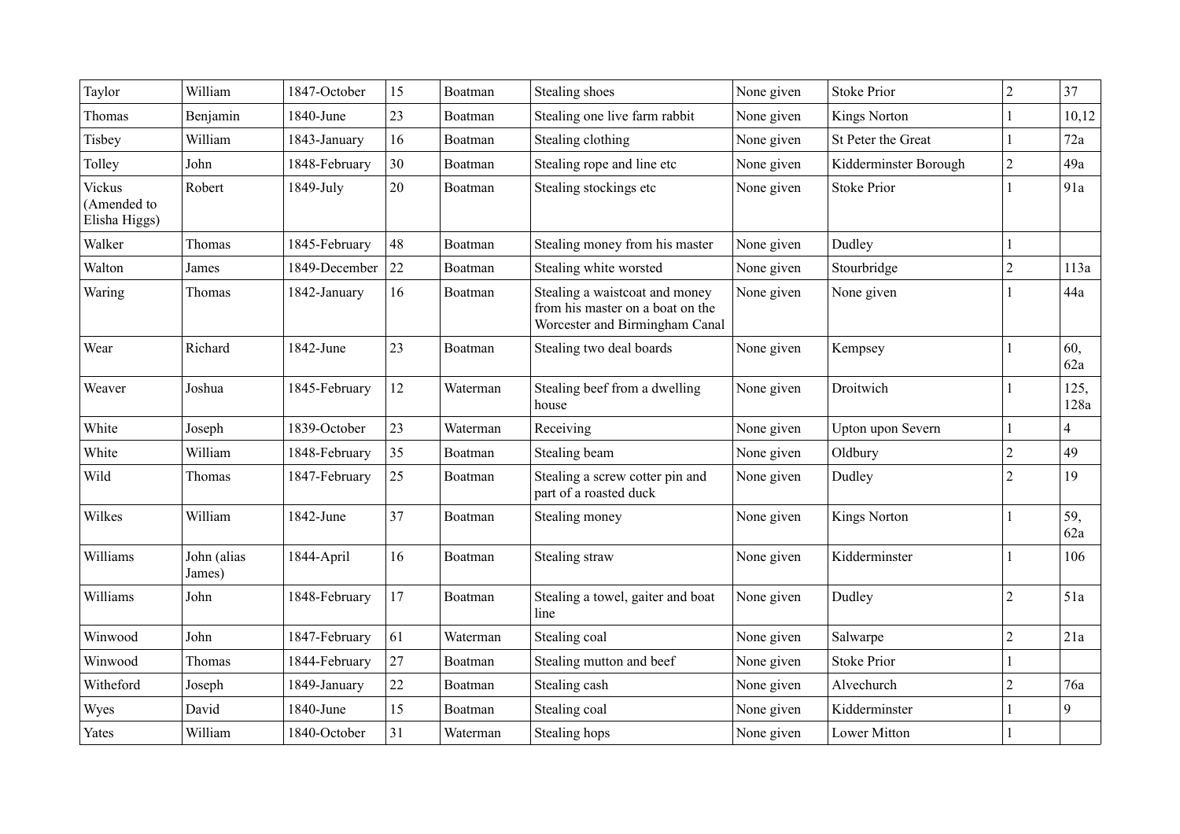| | | | | | | | | | |
|---|---|---|---|---|---|---|---|---|---|
| Taylor | William | 1847-October | 15 | Boatman | Stealing shoes | None given | Stoke Prior | 2 | 37 |
| Thomas | Benjamin | 1840-June | 23 | Boatman | Stealing one live farm rabbit | None given | Kings Norton | 1 | 10,12 |
| Tisbey | William | 1843-January | 16 | Boatman | Stealing clothing | None given | St Peter the Great | 1 | 72a |
| Tolley | John | 1848-February | 30 | Boatman | Stealing rope and line etc | None given | Kidderminster Borough | 2 | 49a |
| Vickus (Amended to Elisha Higgs) | Robert | 1849-July | 20 | Boatman | Stealing stockings etc | None given | Stoke Prior | 1 | 91a |
| Walker | Thomas | 1845-February | 48 | Boatman | Stealing money from his master | None given | Dudley | 1 | |
| Walton | James | 1849-December | 22 | Boatman | Stealing white worsted | None given | Stourbridge | 2 | 113a |
| Waring | Thomas | 1842-January | 16 | Boatman | Stealing a waistcoat and money from his master on a boat on the Worcester and Birmingham Canal | None given | None given | 1 | 44a |
| Wear | Richard | 1842-June | 23 | Boatman | Stealing two deal boards | None given | Kempsey | 1 | 60, 62a |
| Weaver | Joshua | 1845-February | 12 | Waterman | Stealing beef from a dwelling house | None given | Droitwich | 1 | 125, 128a |
| White | Joseph | 1839-October | 23 | Waterman | Receiving | None given | Upton upon Severn | 1 | 4 |
| White | William | 1848-February | 35 | Boatman | Stealing beam | None given | Oldbury | 2 | 49 |
| Wild | Thomas | 1847-February | 25 | Boatman | Stealing a screw cotter pin and part of a roasted duck | None given | Dudley | 2 | 19 |
| Wilkes | William | 1842-June | 37 | Boatman | Stealing money | None given | Kings Norton | 1 | 59, 62a |
| Williams | John (alias James) | 1844-April | 16 | Boatman | Stealing straw | None given | Kidderminster | 1 | 106 |
| Williams | John | 1848-February | 17 | Boatman | Stealing a towel, gaiter and boat line | None given | Dudley | 2 | 51a |
| Winwood | John | 1847-February | 61 | Waterman | Stealing coal | None given | Salwarpe | 2 | 21a |
| Winwood | Thomas | 1844-February | 27 | Boatman | Stealing mutton and beef | None given | Stoke Prior | 1 | |
| Witheford | Joseph | 1849-January | 22 | Boatman | Stealing cash | None given | Alvechurch | 2 | 76a |
| Wyes | David | 1840-June | 15 | Boatman | Stealing coal | None given | Kidderminster | 1 | 9 |
| Yates | William | 1840-October | 31 | Waterman | Stealing hops | None given | Lower Mitton | 1 | |